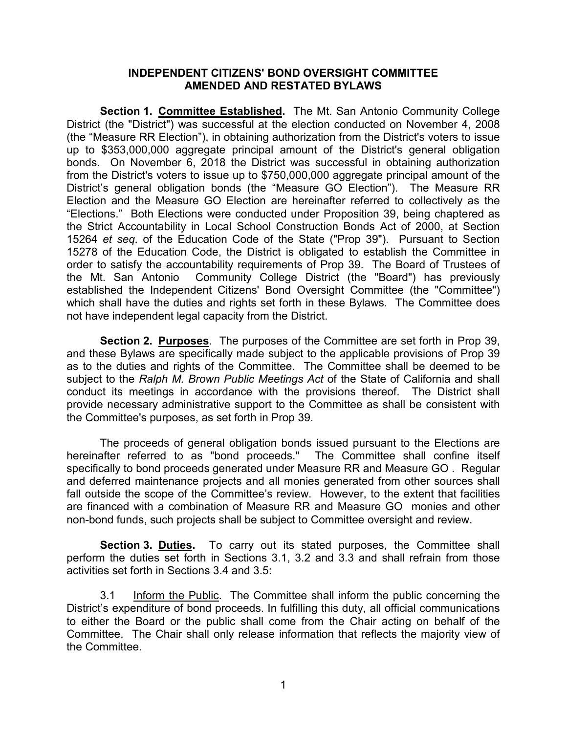# INDEPENDENT CITIZENS' BOND OVERSIGHT COMMITTEE
# AMENDED AND RESTATED BYLAWS

**Section 1. Committee Established.** The Mt. San Antonio Community College District (the "District") was successful at the election conducted on November 4, 2008 (the "Measure RR Election"), in obtaining authorization from the District's voters to issue up to $353,000,000 aggregate principal amount of the District's general obligation bonds. On November 6, 2018 the District was successful in obtaining authorization from the District's voters to issue up to $750,000,000 aggregate principal amount of the District's general obligation bonds (the "Measure GO Election"). The Measure RR Election and the Measure GO Election are hereinafter referred to collectively as the "Elections." Both Elections were conducted under Proposition 39, being chaptered as the Strict Accountability in Local School Construction Bonds Act of 2000, at Section 15264 *et seq.* of the Education Code of the State ("Prop 39"). Pursuant to Section 15278 of the Education Code, the District is obligated to establish the Committee in order to satisfy the accountability requirements of Prop 39. The Board of Trustees of the Mt. San Antonio Community College District (the "Board") has previously established the Independent Citizens' Bond Oversight Committee (the "Committee") which shall have the duties and rights set forth in these Bylaws. The Committee does not have independent legal capacity from the District.

**Section 2. Purposes**. The purposes of the Committee are set forth in Prop 39, and these Bylaws are specifically made subject to the applicable provisions of Prop 39 as to the duties and rights of the Committee. The Committee shall be deemed to be subject to the *Ralph M. Brown Public Meetings Act* of the State of California and shall conduct its meetings in accordance with the provisions thereof. The District shall provide necessary administrative support to the Committee as shall be consistent with the Committee's purposes, as set forth in Prop 39.

The proceeds of general obligation bonds issued pursuant to the Elections are hereinafter referred to as "bond proceeds." The Committee shall confine itself specifically to bond proceeds generated under Measure RR and Measure GO . Regular and deferred maintenance projects and all monies generated from other sources shall fall outside the scope of the Committee's review. However, to the extent that facilities are financed with a combination of Measure RR and Measure GO monies and other non-bond funds, such projects shall be subject to Committee oversight and review.

**Section 3. Duties.** To carry out its stated purposes, the Committee shall perform the duties set forth in Sections 3.1, 3.2 and 3.3 and shall refrain from those activities set forth in Sections 3.4 and 3.5:

3.1 Inform the Public. The Committee shall inform the public concerning the District's expenditure of bond proceeds. In fulfilling this duty, all official communications to either the Board or the public shall come from the Chair acting on behalf of the Committee. The Chair shall only release information that reflects the majority view of the Committee.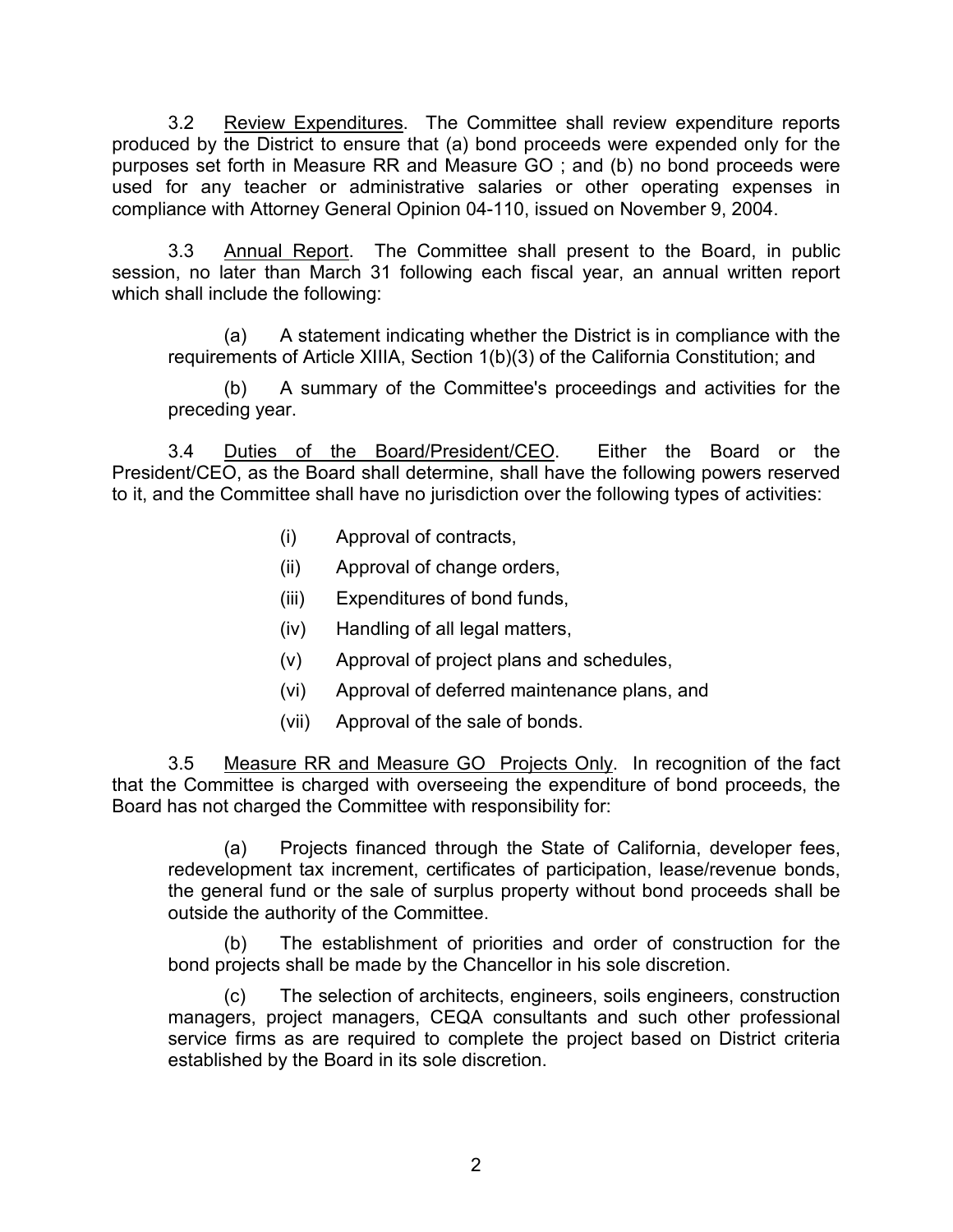3.2 Review Expenditures. The Committee shall review expenditure reports produced by the District to ensure that (a) bond proceeds were expended only for the purposes set forth in Measure RR and Measure GO ; and (b) no bond proceeds were used for any teacher or administrative salaries or other operating expenses in compliance with Attorney General Opinion 04-110, issued on November 9, 2004.

3.3 Annual Report. The Committee shall present to the Board, in public session, no later than March 31 following each fiscal year, an annual written report which shall include the following:

(a) A statement indicating whether the District is in compliance with the requirements of Article XIIIA, Section 1(b)(3) of the California Constitution; and

(b) A summary of the Committee's proceedings and activities for the preceding year.

3.4 Duties of the Board/President/CEO. Either the Board or the President/CEO, as the Board shall determine, shall have the following powers reserved to it, and the Committee shall have no jurisdiction over the following types of activities:

(i) Approval of contracts,

(ii) Approval of change orders,

(iii) Expenditures of bond funds,

(iv) Handling of all legal matters,

(v) Approval of project plans and schedules,

(vi) Approval of deferred maintenance plans, and

(vii) Approval of the sale of bonds.

3.5 Measure RR and Measure GO Projects Only. In recognition of the fact that the Committee is charged with overseeing the expenditure of bond proceeds, the Board has not charged the Committee with responsibility for:

(a) Projects financed through the State of California, developer fees, redevelopment tax increment, certificates of participation, lease/revenue bonds, the general fund or the sale of surplus property without bond proceeds shall be outside the authority of the Committee.

(b) The establishment of priorities and order of construction for the bond projects shall be made by the Chancellor in his sole discretion.

(c) The selection of architects, engineers, soils engineers, construction managers, project managers, CEQA consultants and such other professional service firms as are required to complete the project based on District criteria established by the Board in its sole discretion.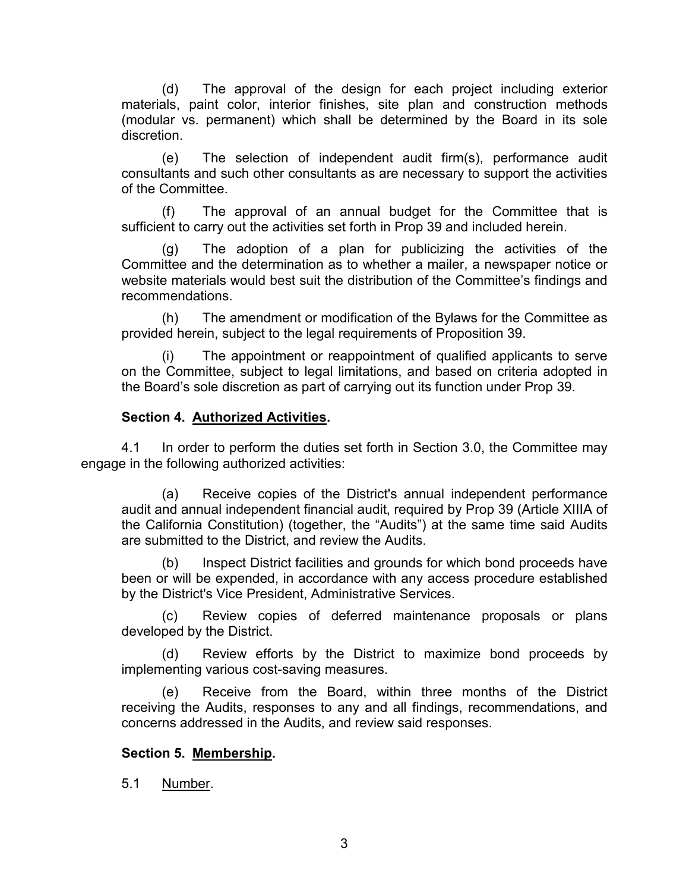(d) The approval of the design for each project including exterior materials, paint color, interior finishes, site plan and construction methods (modular vs. permanent) which shall be determined by the Board in its sole discretion.

(e) The selection of independent audit firm(s), performance audit consultants and such other consultants as are necessary to support the activities of the Committee.

(f) The approval of an annual budget for the Committee that is sufficient to carry out the activities set forth in Prop 39 and included herein.

(g) The adoption of a plan for publicizing the activities of the Committee and the determination as to whether a mailer, a newspaper notice or website materials would best suit the distribution of the Committee's findings and recommendations.

(h) The amendment or modification of the Bylaws for the Committee as provided herein, subject to the legal requirements of Proposition 39.

(i) The appointment or reappointment of qualified applicants to serve on the Committee, subject to legal limitations, and based on criteria adopted in the Board's sole discretion as part of carrying out its function under Prop 39.

**Section 4. Authorized Activities.**

4.1 In order to perform the duties set forth in Section 3.0, the Committee may engage in the following authorized activities:

(a) Receive copies of the District's annual independent performance audit and annual independent financial audit, required by Prop 39 (Article XIIIA of the California Constitution) (together, the "Audits") at the same time said Audits are submitted to the District, and review the Audits.

(b) Inspect District facilities and grounds for which bond proceeds have been or will be expended, in accordance with any access procedure established by the District's Vice President, Administrative Services.

(c) Review copies of deferred maintenance proposals or plans developed by the District.

(d) Review efforts by the District to maximize bond proceeds by implementing various cost-saving measures.

(e) Receive from the Board, within three months of the District receiving the Audits, responses to any and all findings, recommendations, and concerns addressed in the Audits, and review said responses.

**Section 5. Membership.**

5.1 Number.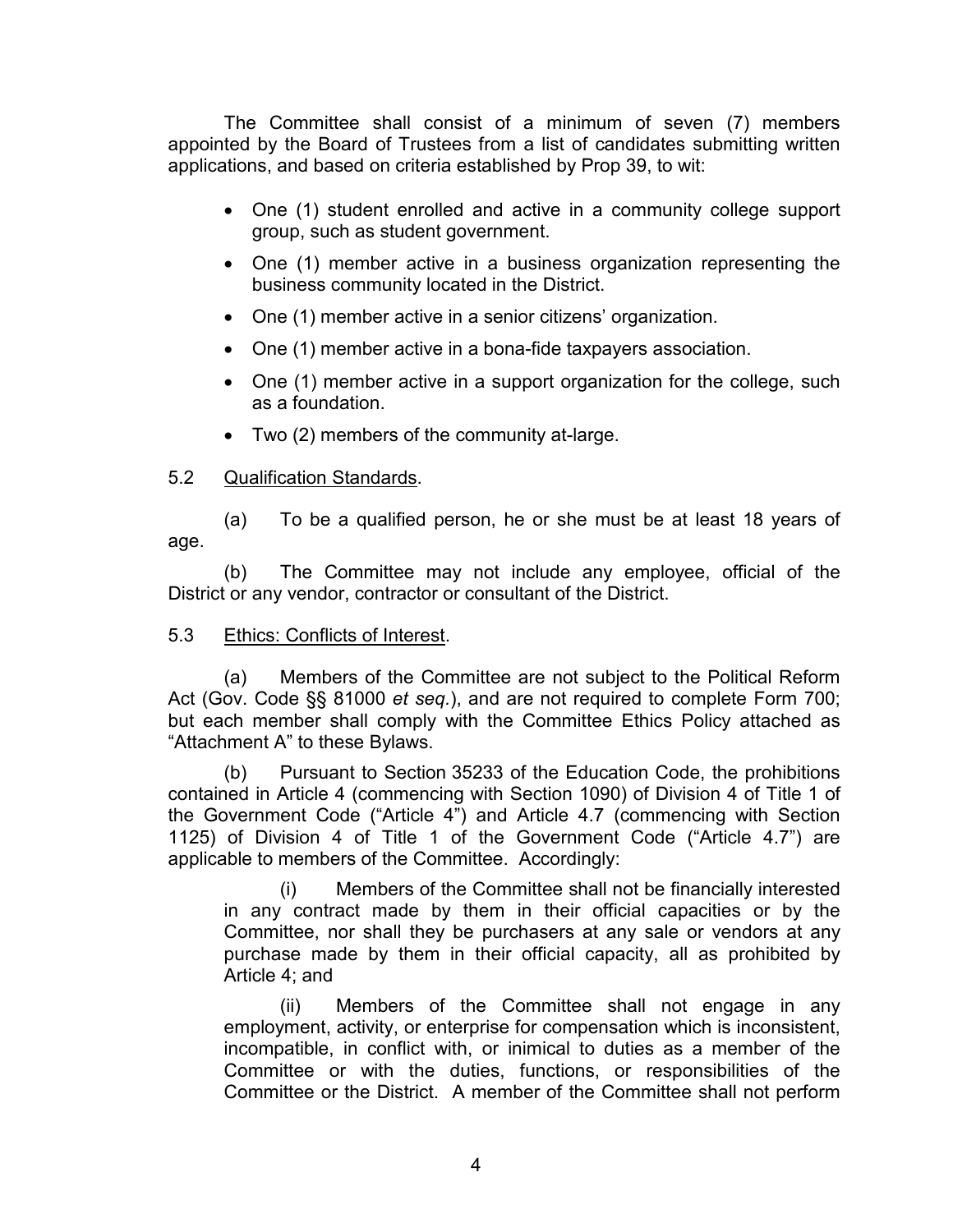The Committee shall consist of a minimum of seven (7) members appointed by the Board of Trustees from a list of candidates submitting written applications, and based on criteria established by Prop 39, to wit:

- One (1) student enrolled and active in a community college support group, such as student government.
- One (1) member active in a business organization representing the business community located in the District.
- One (1) member active in a senior citizens' organization.
- One (1) member active in a bona-fide taxpayers association.
- One (1) member active in a support organization for the college, such as a foundation.
- Two (2) members of the community at-large.

5.2 Qualification Standards.

(a) To be a qualified person, he or she must be at least 18 years of age.

(b) The Committee may not include any employee, official of the District or any vendor, contractor or consultant of the District.

5.3 Ethics: Conflicts of Interest.

(a) Members of the Committee are not subject to the Political Reform Act (Gov. Code §§ 81000 *et seq.*), and are not required to complete Form 700; but each member shall comply with the Committee Ethics Policy attached as "Attachment A" to these Bylaws.

(b) Pursuant to Section 35233 of the Education Code, the prohibitions contained in Article 4 (commencing with Section 1090) of Division 4 of Title 1 of the Government Code ("Article 4") and Article 4.7 (commencing with Section 1125) of Division 4 of Title 1 of the Government Code ("Article 4.7") are applicable to members of the Committee. Accordingly:

(i) Members of the Committee shall not be financially interested in any contract made by them in their official capacities or by the Committee, nor shall they be purchasers at any sale or vendors at any purchase made by them in their official capacity, all as prohibited by Article 4; and

(ii) Members of the Committee shall not engage in any employment, activity, or enterprise for compensation which is inconsistent, incompatible, in conflict with, or inimical to duties as a member of the Committee or with the duties, functions, or responsibilities of the Committee or the District. A member of the Committee shall not perform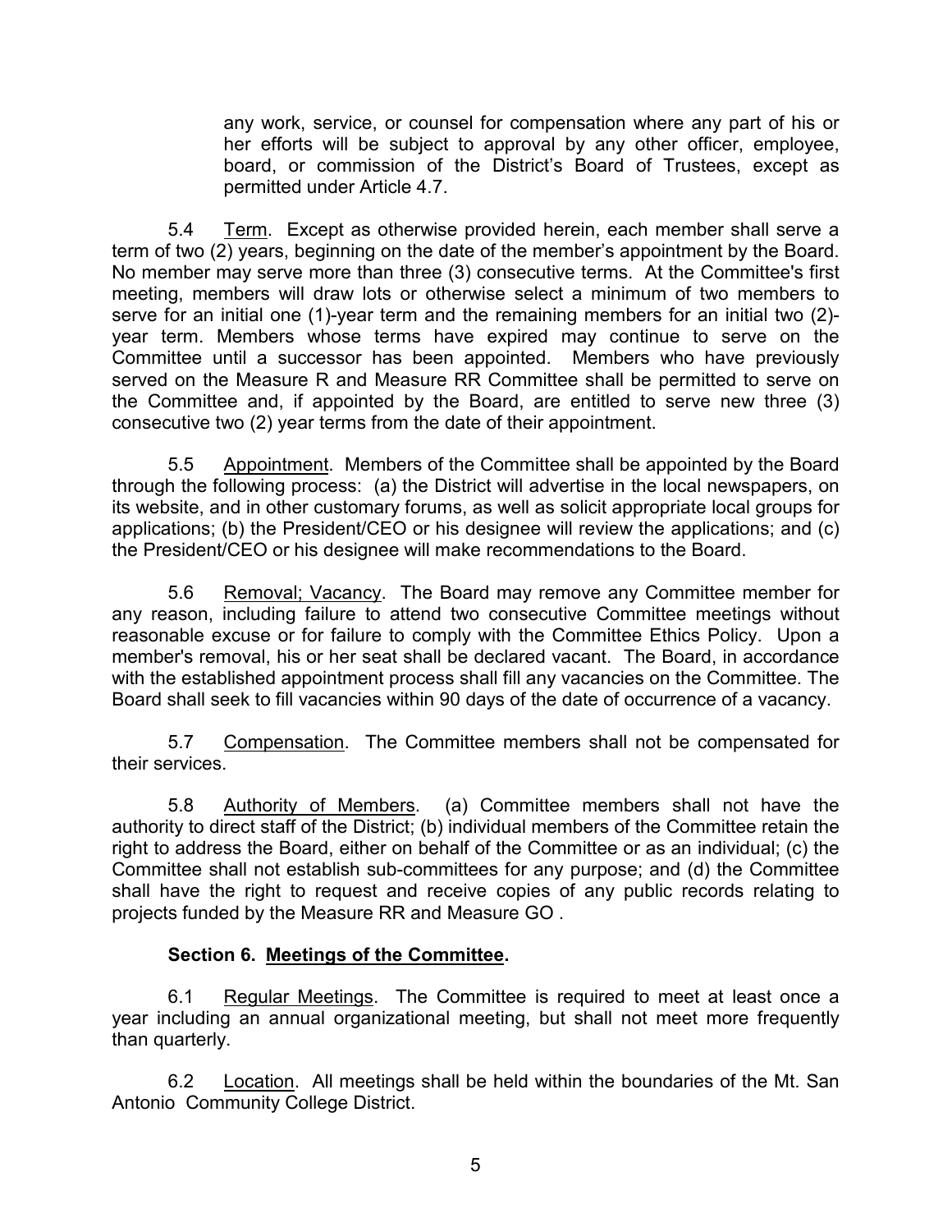any work, service, or counsel for compensation where any part of his or her efforts will be subject to approval by any other officer, employee, board, or commission of the District's Board of Trustees, except as permitted under Article 4.7.

5.4 Term. Except as otherwise provided herein, each member shall serve a term of two (2) years, beginning on the date of the member's appointment by the Board. No member may serve more than three (3) consecutive terms. At the Committee's first meeting, members will draw lots or otherwise select a minimum of two members to serve for an initial one (1)-year term and the remaining members for an initial two (2)-year term. Members whose terms have expired may continue to serve on the Committee until a successor has been appointed. Members who have previously served on the Measure R and Measure RR Committee shall be permitted to serve on the Committee and, if appointed by the Board, are entitled to serve new three (3) consecutive two (2) year terms from the date of their appointment.

5.5 Appointment. Members of the Committee shall be appointed by the Board through the following process: (a) the District will advertise in the local newspapers, on its website, and in other customary forums, as well as solicit appropriate local groups for applications; (b) the President/CEO or his designee will review the applications; and (c) the President/CEO or his designee will make recommendations to the Board.

5.6 Removal; Vacancy. The Board may remove any Committee member for any reason, including failure to attend two consecutive Committee meetings without reasonable excuse or for failure to comply with the Committee Ethics Policy. Upon a member's removal, his or her seat shall be declared vacant. The Board, in accordance with the established appointment process shall fill any vacancies on the Committee. The Board shall seek to fill vacancies within 90 days of the date of occurrence of a vacancy.

5.7 Compensation. The Committee members shall not be compensated for their services.

5.8 Authority of Members. (a) Committee members shall not have the authority to direct staff of the District; (b) individual members of the Committee retain the right to address the Board, either on behalf of the Committee or as an individual; (c) the Committee shall not establish sub-committees for any purpose; and (d) the Committee shall have the right to request and receive copies of any public records relating to projects funded by the Measure RR and Measure GO .

### Section 6. Meetings of the Committee.

6.1 Regular Meetings. The Committee is required to meet at least once a year including an annual organizational meeting, but shall not meet more frequently than quarterly.

6.2 Location. All meetings shall be held within the boundaries of the Mt. San Antonio Community College District.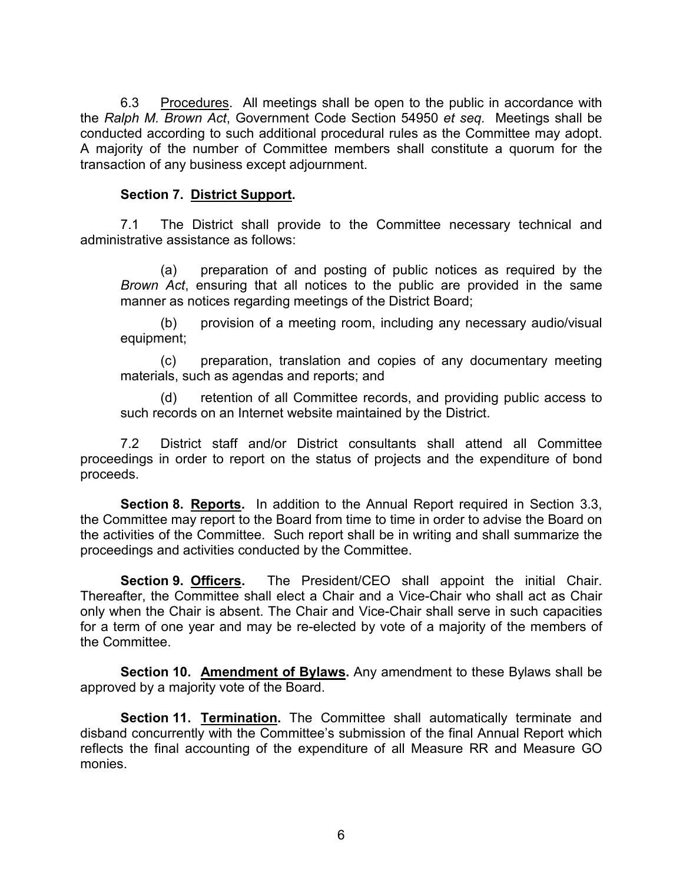6.3 Procedures. All meetings shall be open to the public in accordance with the *Ralph M. Brown Act*, Government Code Section 54950 *et seq.* Meetings shall be conducted according to such additional procedural rules as the Committee may adopt. A majority of the number of Committee members shall constitute a quorum for the transaction of any business except adjournment.

**Section 7. District Support.**

7.1 The District shall provide to the Committee necessary technical and administrative assistance as follows:

(a) preparation of and posting of public notices as required by the *Brown Act*, ensuring that all notices to the public are provided in the same manner as notices regarding meetings of the District Board;

(b) provision of a meeting room, including any necessary audio/visual equipment;

(c) preparation, translation and copies of any documentary meeting materials, such as agendas and reports; and

(d) retention of all Committee records, and providing public access to such records on an Internet website maintained by the District.

7.2 District staff and/or District consultants shall attend all Committee proceedings in order to report on the status of projects and the expenditure of bond proceeds.

**Section 8. Reports.** In addition to the Annual Report required in Section 3.3, the Committee may report to the Board from time to time in order to advise the Board on the activities of the Committee. Such report shall be in writing and shall summarize the proceedings and activities conducted by the Committee.

**Section 9. Officers.** The President/CEO shall appoint the initial Chair. Thereafter, the Committee shall elect a Chair and a Vice-Chair who shall act as Chair only when the Chair is absent. The Chair and Vice-Chair shall serve in such capacities for a term of one year and may be re-elected by vote of a majority of the members of the Committee.

**Section 10. Amendment of Bylaws.** Any amendment to these Bylaws shall be approved by a majority vote of the Board.

**Section 11. Termination.** The Committee shall automatically terminate and disband concurrently with the Committee's submission of the final Annual Report which reflects the final accounting of the expenditure of all Measure RR and Measure GO monies.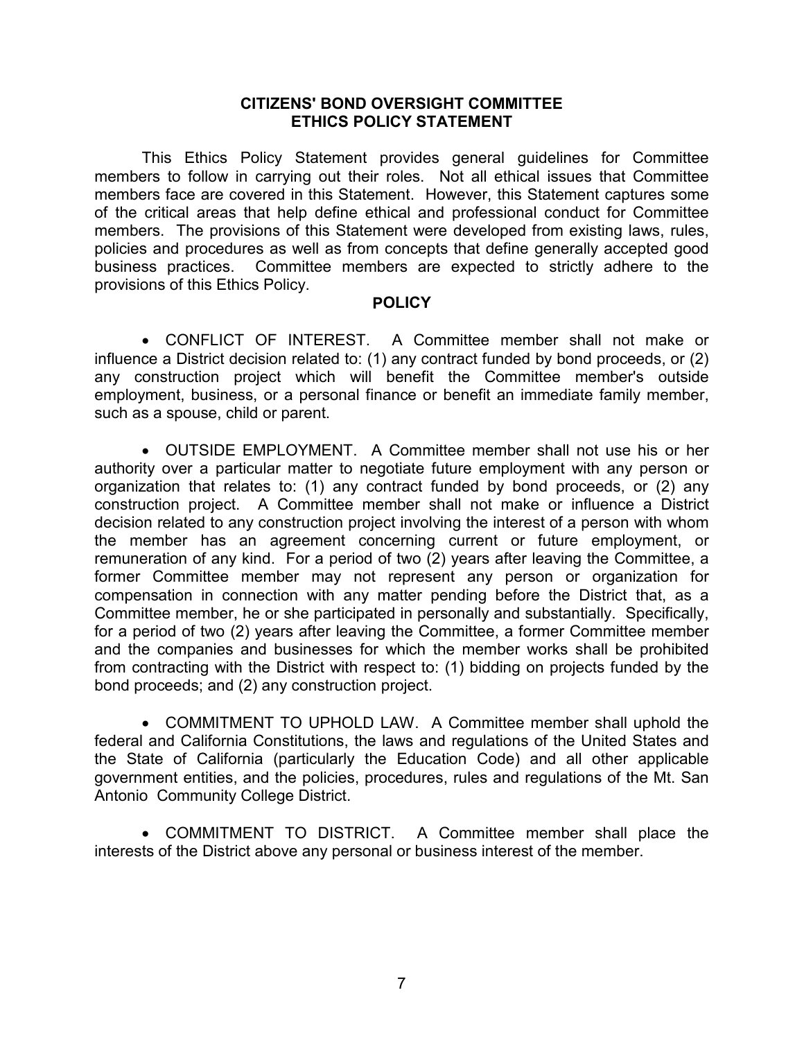**CITIZENS' BOND OVERSIGHT COMMITTEE**
**ETHICS POLICY STATEMENT**

This Ethics Policy Statement provides general guidelines for Committee members to follow in carrying out their roles. Not all ethical issues that Committee members face are covered in this Statement. However, this Statement captures some of the critical areas that help define ethical and professional conduct for Committee members. The provisions of this Statement were developed from existing laws, rules, policies and procedures as well as from concepts that define generally accepted good business practices. Committee members are expected to strictly adhere to the provisions of this Ethics Policy.

**POLICY**

- CONFLICT OF INTEREST. A Committee member shall not make or influence a District decision related to: (1) any contract funded by bond proceeds, or (2) any construction project which will benefit the Committee member's outside employment, business, or a personal finance or benefit an immediate family member, such as a spouse, child or parent.

- OUTSIDE EMPLOYMENT. A Committee member shall not use his or her authority over a particular matter to negotiate future employment with any person or organization that relates to: (1) any contract funded by bond proceeds, or (2) any construction project. A Committee member shall not make or influence a District decision related to any construction project involving the interest of a person with whom the member has an agreement concerning current or future employment, or remuneration of any kind. For a period of two (2) years after leaving the Committee, a former Committee member may not represent any person or organization for compensation in connection with any matter pending before the District that, as a Committee member, he or she participated in personally and substantially. Specifically, for a period of two (2) years after leaving the Committee, a former Committee member and the companies and businesses for which the member works shall be prohibited from contracting with the District with respect to: (1) bidding on projects funded by the bond proceeds; and (2) any construction project.

- COMMITMENT TO UPHOLD LAW. A Committee member shall uphold the federal and California Constitutions, the laws and regulations of the United States and the State of California (particularly the Education Code) and all other applicable government entities, and the policies, procedures, rules and regulations of the Mt. San Antonio Community College District.

- COMMITMENT TO DISTRICT. A Committee member shall place the interests of the District above any personal or business interest of the member.